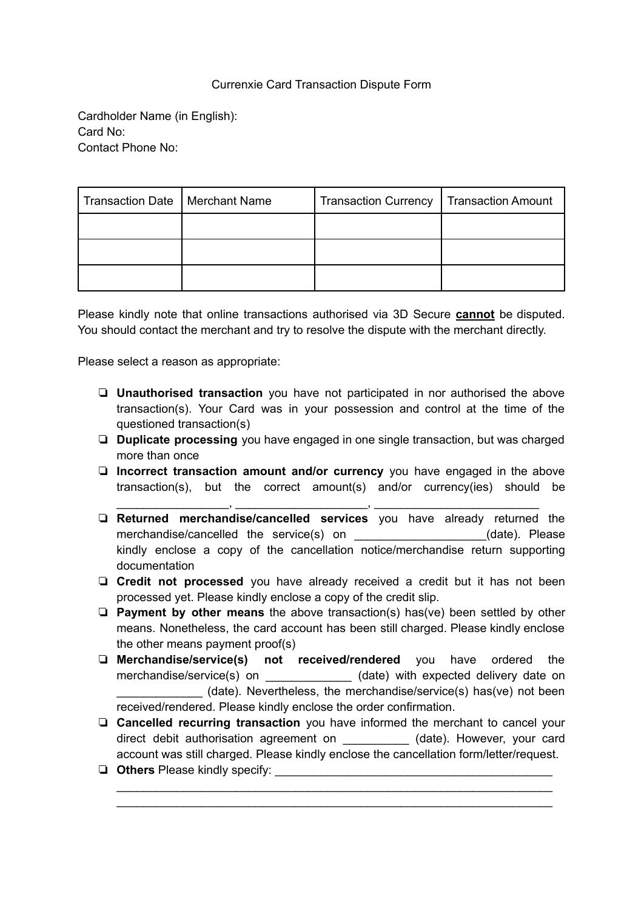Currenxie Card Transaction Dispute Form

Cardholder Name (in English):
Card No:
Contact Phone No:

| Transaction Date | Merchant Name | Transaction Currency | Transaction Amount |
|---|---|---|---|
| | | | |
| | | | |
| | | | |

Please kindly note that online transactions authorised via 3D Secure **cannot** be disputed. You should contact the merchant and try to resolve the dispute with the merchant directly.

Please select a reason as appropriate:

- ❏ **Unauthorised transaction** you have not participated in nor authorised the above transaction(s). Your Card was in your possession and control at the time of the questioned transaction(s)
- ❏ **Duplicate processing** you have engaged in one single transaction, but was charged more than once
- ❏ **Incorrect transaction amount and/or currency** you have engaged in the above transaction(s), but the correct amount(s) and/or currency(ies) should be _________________, ____________________, _________________________
- ❏ **Returned merchandise/cancelled services** you have already returned the merchandise/cancelled the service(s) on ____________________(date). Please kindly enclose a copy of the cancellation notice/merchandise return supporting documentation
- ❏ **Credit not processed** you have already received a credit but it has not been processed yet. Please kindly enclose a copy of the credit slip.
- ❏ **Payment by other means** the above transaction(s) has(ve) been settled by other means. Nonetheless, the card account has been still charged. Please kindly enclose the other means payment proof(s)
- ❏ **Merchandise/service(s) not received/rendered** you have ordered the merchandise/service(s) on _____________ (date) with expected delivery date on _____________ (date). Nevertheless, the merchandise/service(s) has(ve) not been received/rendered. Please kindly enclose the order confirmation.
- ❏ **Cancelled recurring transaction** you have informed the merchant to cancel your direct debit authorisation agreement on __________ (date). However, your card account was still charged. Please kindly enclose the cancellation form/letter/request.
- ❏ **Others** Please kindly specify: ____________________________________________
  ________________________________________________________________________
  ________________________________________________________________________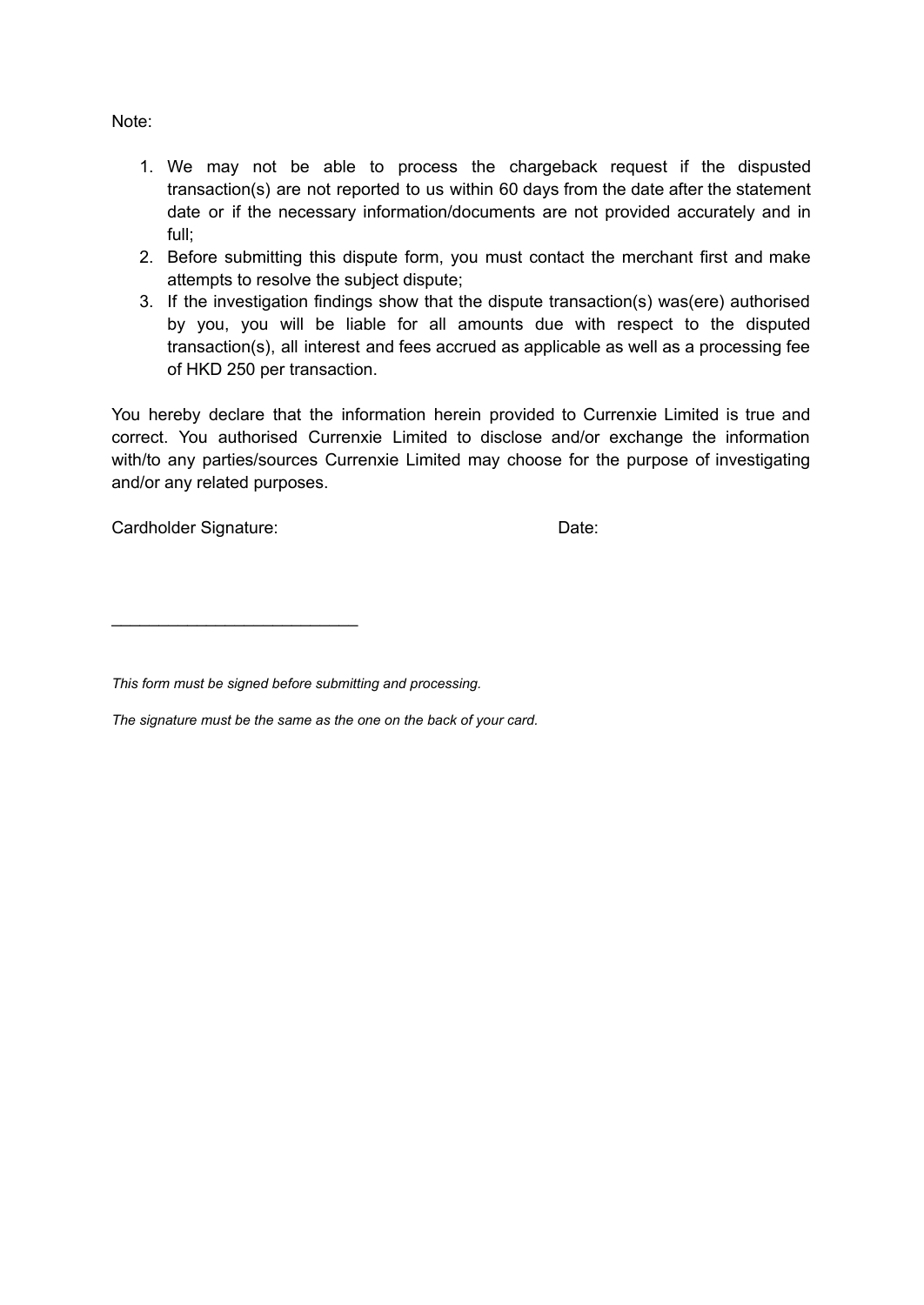Note:

1. We may not be able to process the chargeback request if the disputed transaction(s) are not reported to us within 60 days from the date after the statement date or if the necessary information/documents are not provided accurately and in full;
2. Before submitting this dispute form, you must contact the merchant first and make attempts to resolve the subject dispute;
3. If the investigation findings show that the dispute transaction(s) was(ere) authorised by you, you will be liable for all amounts due with respect to the disputed transaction(s), all interest and fees accrued as applicable as well as a processing fee of HKD 250 per transaction.

You hereby declare that the information herein provided to Currenxie Limited is true and correct. You authorised Currenxie Limited to disclose and/or exchange the information with/to any parties/sources Currenxie Limited may choose for the purpose of investigating and/or any related purposes.

Cardholder Signature: Date:

___________________________

*This form must be signed before submitting and processing.*

*The signature must be the same as the one on the back of your card.*